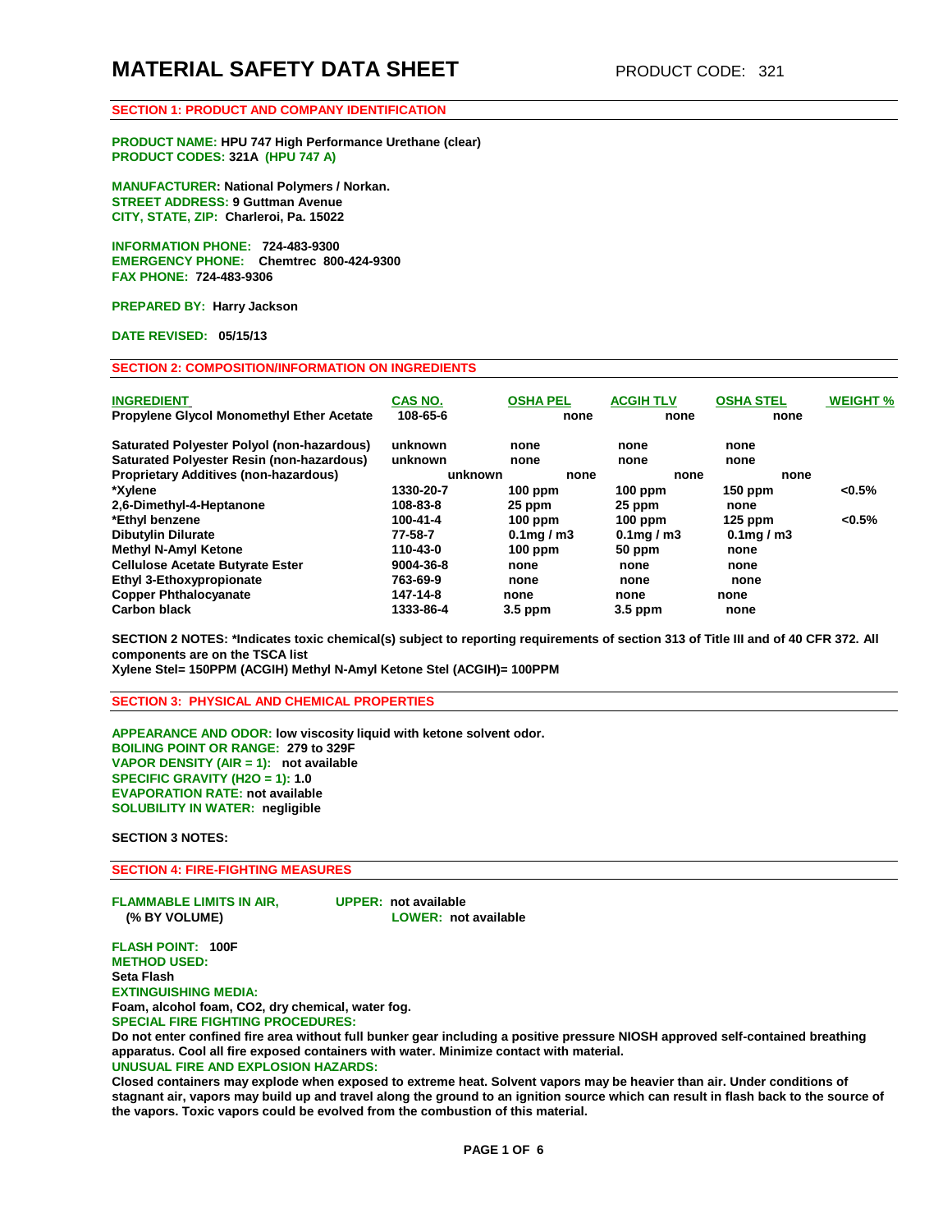# MATERIAL SAFETY DATA SHEET

PRODUCT CODE: 321

## SECTION 1: PRODUCT AND COMPANY IDENTIFICATION

**PRODUCT NAME:** HPU 747 High Performance Urethane (clear)
**PRODUCT CODES:** 321A (HPU 747 A)

**MANUFACTURER:** National Polymers / Norkan.
**STREET ADDRESS:** 9 Guttman Avenue
**CITY, STATE, ZIP:** Charleroi, Pa. 15022

**INFORMATION PHONE:** 724-483-9300
**EMERGENCY PHONE:** Chemtrec 800-424-9300
**FAX PHONE:** 724-483-9306

**PREPARED BY:** Harry Jackson

**DATE REVISED:** 05/15/13

## SECTION 2: COMPOSITION/INFORMATION ON INGREDIENTS

| INGREDIENT | CAS NO. | OSHA PEL | ACGIH TLV | OSHA STEL | WEIGHT % |
|---|---|---|---|---|---|
| Propylene Glycol Monomethyl Ether Acetate | 108-65-6 | none | none | none | |
| Saturated Polyester Polyol (non-hazardous) | unknown | none | none | none | |
| Saturated Polyester Resin (non-hazardous) | unknown | none | none | none | |
| Proprietary Additives (non-hazardous) | unknown | none | none | none | |
| *Xylene | 1330-20-7 | 100 ppm | 100 ppm | 150 ppm | <0.5% |
| 2,6-Dimethyl-4-Heptanone | 108-83-8 | 25 ppm | 25 ppm | none | |
| *Ethyl benzene | 100-41-4 | 100 ppm | 100 ppm | 125 ppm | <0.5% |
| Dibutylin Dilurate | 77-58-7 | 0.1mg / m3 | 0.1mg / m3 | 0.1mg / m3 | |
| Methyl N-Amyl Ketone | 110-43-0 | 100 ppm | 50 ppm | none | |
| Cellulose Acetate Butyrate Ester | 9004-36-8 | none | none | none | |
| Ethyl 3-Ethoxypropionate | 763-69-9 | none | none | none | |
| Copper Phthalocyanate | 147-14-8 | none | none | none | |
| Carbon black | 1333-86-4 | 3.5 ppm | 3.5 ppm | none | |

**SECTION 2 NOTES:** *Indicates toxic chemical(s) subject to reporting requirements of section 313 of Title III and of 40 CFR 372. All components are on the TSCA list
Xylene Stel= 150PPM (ACGIH) Methyl N-Amyl Ketone Stel (ACGIH)= 100PPM

## SECTION 3: PHYSICAL AND CHEMICAL PROPERTIES

**APPEARANCE AND ODOR:** low viscosity liquid with ketone solvent odor.
**BOILING POINT OR RANGE:** 279 to 329F
**VAPOR DENSITY (AIR = 1):** not available
**SPECIFIC GRAVITY (H2O = 1):** 1.0
**EVAPORATION RATE:** not available
**SOLUBILITY IN WATER:** negligible

**SECTION 3 NOTES:**

## SECTION 4: FIRE-FIGHTING MEASURES

**FLAMMABLE LIMITS IN AIR, (% BY VOLUME)** **UPPER:** not available **LOWER:** not available

**FLASH POINT:** 100F
**METHOD USED:**
Seta Flash
**EXTINGUISHING MEDIA:**
Foam, alcohol foam, CO2, dry chemical, water fog.
**SPECIAL FIRE FIGHTING PROCEDURES:**
Do not enter confined fire area without full bunker gear including a positive pressure NIOSH approved self-contained breathing apparatus. Cool all fire exposed containers with water. Minimize contact with material.
**UNUSUAL FIRE AND EXPLOSION HAZARDS:**
Closed containers may explode when exposed to extreme heat. Solvent vapors may be heavier than air. Under conditions of stagnant air, vapors may build up and travel along the ground to an ignition source which can result in flash back to the source of the vapors. Toxic vapors could be evolved from the combustion of this material.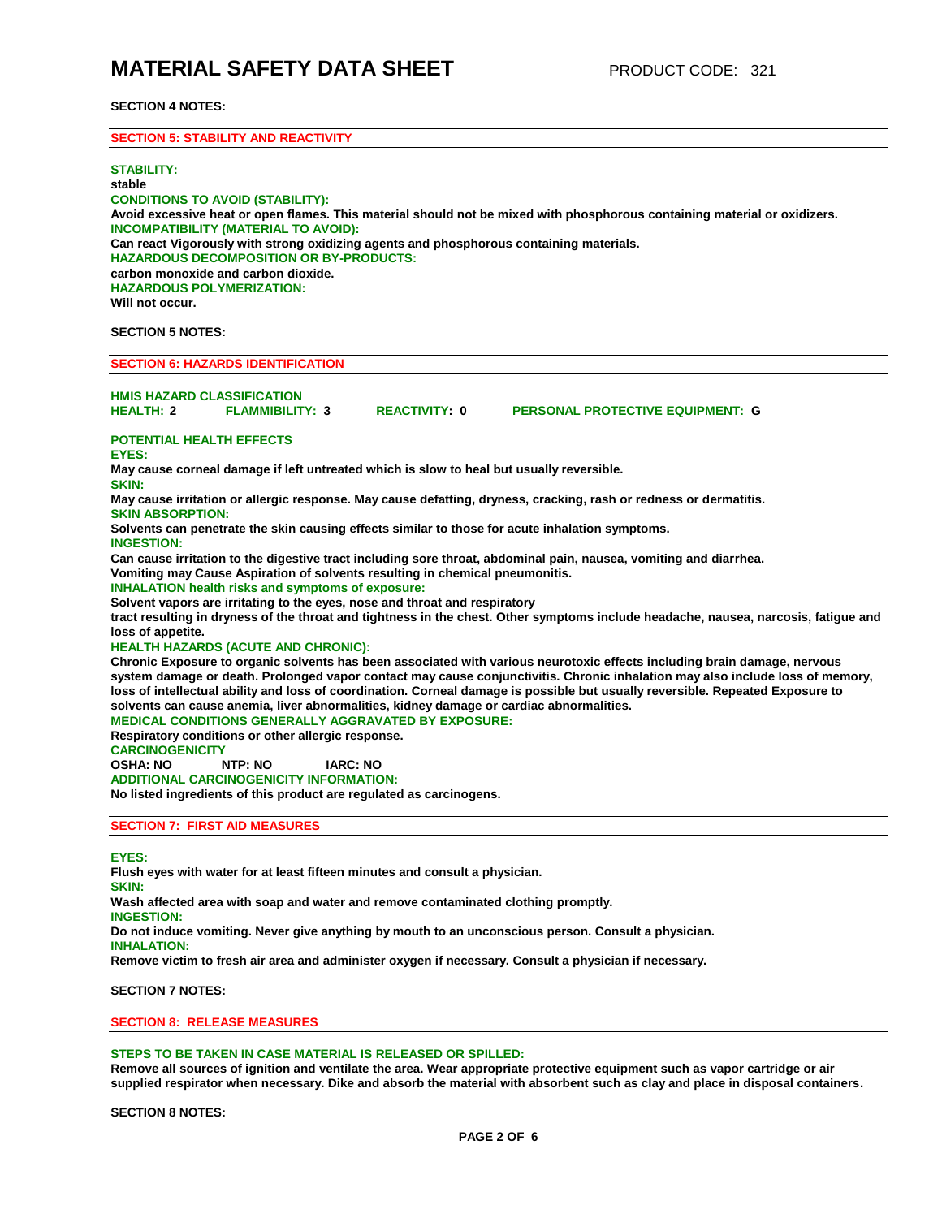**SECTION 4 NOTES:**

## SECTION 5: STABILITY AND REACTIVITY

**STABILITY:**
**stable**
**CONDITIONS TO AVOID (STABILITY):**
**Avoid excessive heat or open flames. This material should not be mixed with phosphorous containing material or oxidizers.**
**INCOMPATIBILITY (MATERIAL TO AVOID):**
**Can react Vigorously with strong oxidizing agents and phosphorous containing materials.**
**HAZARDOUS DECOMPOSITION OR BY-PRODUCTS:**
**carbon monoxide and carbon dioxide.**
**HAZARDOUS POLYMERIZATION:**
**Will not occur.**

**SECTION 5 NOTES:**

## SECTION 6: HAZARDS IDENTIFICATION

**HMIS HAZARD CLASSIFICATION**
**HEALTH: 2 FLAMMIBILITY: 3 REACTIVITY: 0 PERSONAL PROTECTIVE EQUIPMENT: G**

**POTENTIAL HEALTH EFFECTS**
**EYES:**
**May cause corneal damage if left untreated which is slow to heal but usually reversible.**
**SKIN:**
**May cause irritation or allergic response. May cause defatting, dryness, cracking, rash or redness or dermatitis.**
**SKIN ABSORPTION:**
**Solvents can penetrate the skin causing effects similar to those for acute inhalation symptoms.**
**INGESTION:**
**Can cause irritation to the digestive tract including sore throat, abdominal pain, nausea, vomiting and diarrhea.**
**Vomiting may Cause Aspiration of solvents resulting in chemical pneumonitis.**
**INHALATION health risks and symptoms of exposure:**
**Solvent vapors are irritating to the eyes, nose and throat and respiratory**
**tract resulting in dryness of the throat and tightness in the chest. Other symptoms include headache, nausea, narcosis, fatigue and loss of appetite.**
**HEALTH HAZARDS (ACUTE AND CHRONIC):**
**Chronic Exposure to organic solvents has been associated with various neurotoxic effects including brain damage, nervous system damage or death. Prolonged vapor contact may cause conjunctivitis. Chronic inhalation may also include loss of memory, loss of intellectual ability and loss of coordination. Corneal damage is possible but usually reversible. Repeated Exposure to solvents can cause anemia, liver abnormalities, kidney damage or cardiac abnormalities.**
**MEDICAL CONDITIONS GENERALLY AGGRAVATED BY EXPOSURE:**
**Respiratory conditions or other allergic response.**
**CARCINOGENICITY**
**OSHA: NO NTP: NO IARC: NO**
**ADDITIONAL CARCINOGENICITY INFORMATION:**
**No listed ingredients of this product are regulated as carcinogens.**

## SECTION 7: FIRST AID MEASURES

**EYES:**
**Flush eyes with water for at least fifteen minutes and consult a physician.**
**SKIN:**
**Wash affected area with soap and water and remove contaminated clothing promptly.**
**INGESTION:**
**Do not induce vomiting. Never give anything by mouth to an unconscious person. Consult a physician.**
**INHALATION:**
**Remove victim to fresh air area and administer oxygen if necessary. Consult a physician if necessary.**

**SECTION 7 NOTES:**

## SECTION 8: RELEASE MEASURES

**STEPS TO BE TAKEN IN CASE MATERIAL IS RELEASED OR SPILLED:**
**Remove all sources of ignition and ventilate the area. Wear appropriate protective equipment such as vapor cartridge or air supplied respirator when necessary. Dike and absorb the material with absorbent such as clay and place in disposal containers.**

**SECTION 8 NOTES:**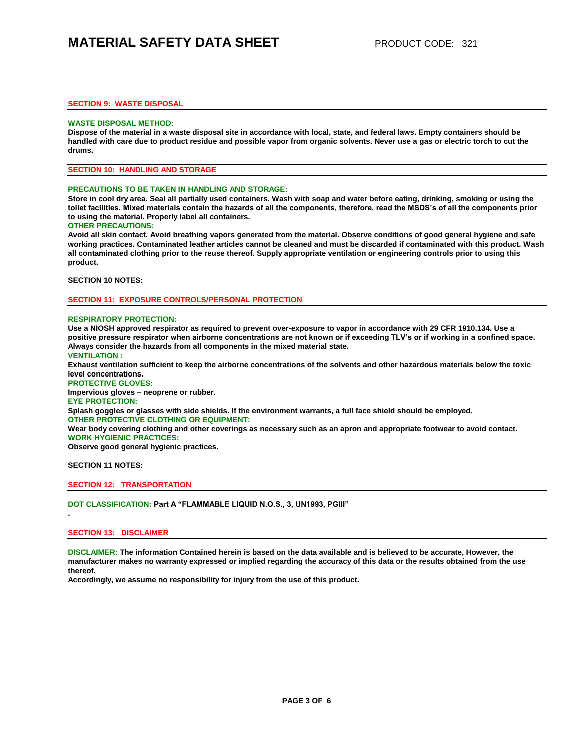## SECTION 9: WASTE DISPOSAL

**WASTE DISPOSAL METHOD:**

**Dispose of the material in a waste disposal site in accordance with local, state, and federal laws. Empty containers should be handled with care due to product residue and possible vapor from organic solvents. Never use a gas or electric torch to cut the drums.**

## SECTION 10: HANDLING AND STORAGE

**PRECAUTIONS TO BE TAKEN IN HANDLING AND STORAGE:**

**Store in cool dry area. Seal all partially used containers. Wash with soap and water before eating, drinking, smoking or using the toilet facilities. Mixed materials contain the hazards of all the components, therefore, read the MSDS's of all the components prior to using the material. Properly label all containers.**

**OTHER PRECAUTIONS:**

**Avoid all skin contact. Avoid breathing vapors generated from the material. Observe conditions of good general hygiene and safe working practices. Contaminated leather articles cannot be cleaned and must be discarded if contaminated with this product. Wash all contaminated clothing prior to the reuse thereof. Supply appropriate ventilation or engineering controls prior to using this product.**

**SECTION 10 NOTES:**

## SECTION 11: EXPOSURE CONTROLS/PERSONAL PROTECTION

**RESPIRATORY PROTECTION:**

**Use a NIOSH approved respirator as required to prevent over-exposure to vapor in accordance with 29 CFR 1910.134. Use a positive pressure respirator when airborne concentrations are not known or if exceeding TLV's or if working in a confined space. Always consider the hazards from all components in the mixed material state.**

**VENTILATION :**

**Exhaust ventilation sufficient to keep the airborne concentrations of the solvents and other hazardous materials below the toxic level concentrations.**

**PROTECTIVE GLOVES:**

**Impervious gloves – neoprene or rubber.**

**EYE PROTECTION:**

**Splash goggles or glasses with side shields. If the environment warrants, a full face shield should be employed.**

**OTHER PROTECTIVE CLOTHING OR EQUIPMENT:**

**Wear body covering clothing and other coverings as necessary such as an apron and appropriate footwear to avoid contact.**

**WORK HYGIENIC PRACTICES:**

**Observe good general hygienic practices.**

**SECTION 11 NOTES:**

## SECTION 12: TRANSPORTATION

**DOT CLASSIFICATION: Part A "FLAMMABLE LIQUID N.O.S., 3, UN1993, PGIII"**

.

## SECTION 13: DISCLAIMER

**DISCLAIMER: The information Contained herein is based on the data available and is believed to be accurate, However, the manufacturer makes no warranty expressed or implied regarding the accuracy of this data or the results obtained from the use thereof.**

**Accordingly, we assume no responsibility for injury from the use of this product.**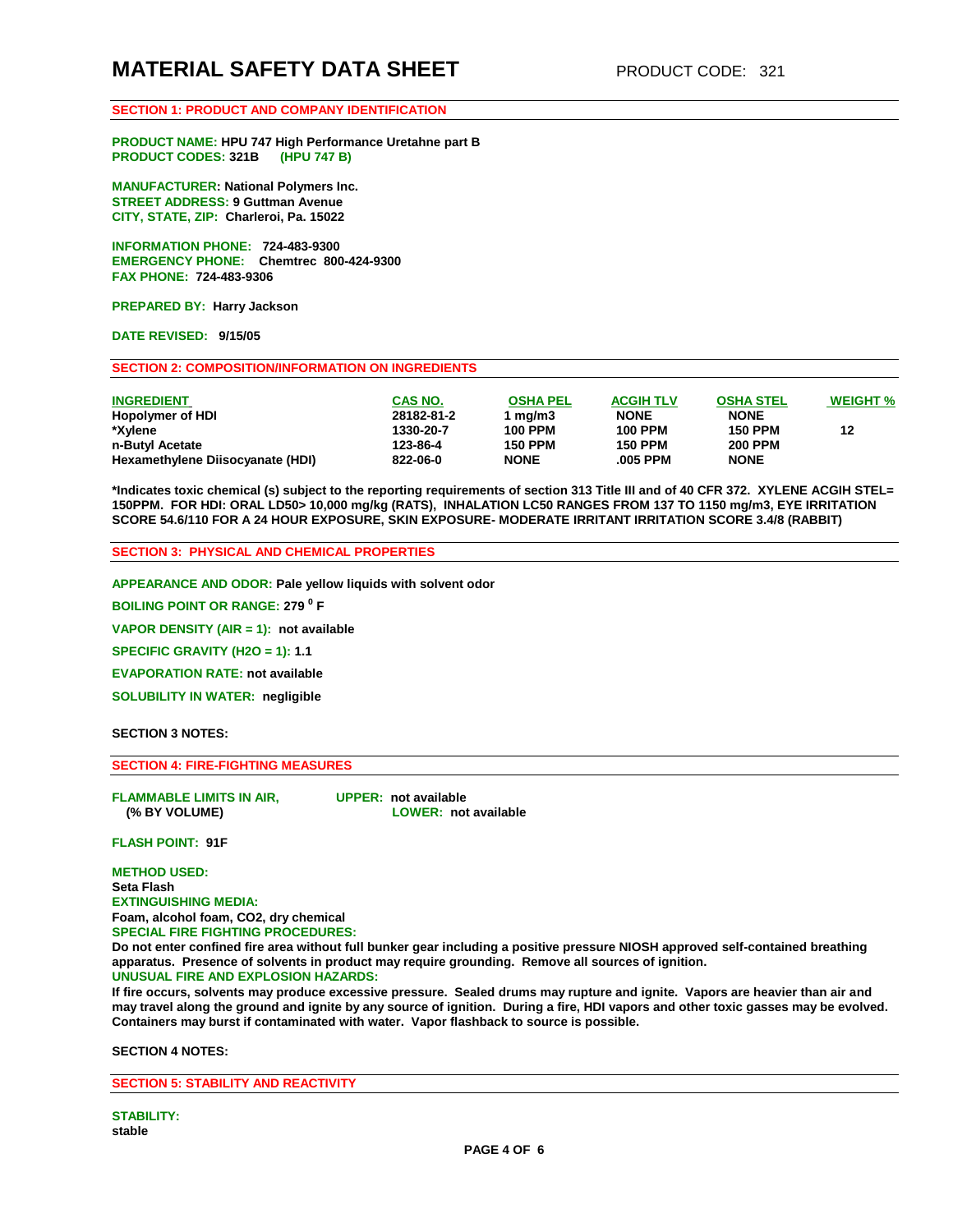# MATERIAL SAFETY DATA SHEET

PRODUCT CODE: 321

## SECTION 1: PRODUCT AND COMPANY IDENTIFICATION

**PRODUCT NAME:** HPU 747 High Performance Uretahne part B
**PRODUCT CODES:** 321B (HPU 747 B)

**MANUFACTURER:** National Polymers Inc.
**STREET ADDRESS:** 9 Guttman Avenue
**CITY, STATE, ZIP:** Charleroi, Pa. 15022

**INFORMATION PHONE:** 724-483-9300
**EMERGENCY PHONE:** Chemtrec 800-424-9300
**FAX PHONE:** 724-483-9306

**PREPARED BY:** Harry Jackson

**DATE REVISED:** 9/15/05

## SECTION 2: COMPOSITION/INFORMATION ON INGREDIENTS

| INGREDIENT | CAS NO. | OSHA PEL | ACGIH TLV | OSHA STEL | WEIGHT % |
|---|---|---|---|---|---|
| Hopolymer of HDI | 28182-81-2 | 1 mg/m3 | NONE | NONE | |
| *Xylene | 1330-20-7 | 100 PPM | 100 PPM | 150 PPM | 12 |
| n-Butyl Acetate | 123-86-4 | 150 PPM | 150 PPM | 200 PPM | |
| Hexamethylene Diisocyanate (HDI) | 822-06-0 | NONE | .005 PPM | NONE | |

**\*Indicates toxic chemical (s) subject to the reporting requirements of section 313 Title III and of 40 CFR 372. XYLENE ACGIH STEL= 150PPM. FOR HDI: ORAL LD50> 10,000 mg/kg (RATS), INHALATION LC50 RANGES FROM 137 TO 1150 mg/m3, EYE IRRITATION SCORE 54.6/110 FOR A 24 HOUR EXPOSURE, SKIN EXPOSURE- MODERATE IRRITANT IRRITATION SCORE 3.4/8 (RABBIT)**

## SECTION 3: PHYSICAL AND CHEMICAL PROPERTIES

**APPEARANCE AND ODOR:** Pale yellow liquids with solvent odor

**BOILING POINT OR RANGE:** 279 $^0$ F

**VAPOR DENSITY (AIR = 1):** not available

**SPECIFIC GRAVITY (H2O = 1):** 1.1

**EVAPORATION RATE:** not available

**SOLUBILITY IN WATER:** negligible

**SECTION 3 NOTES:**

## SECTION 4: FIRE-FIGHTING MEASURES

**FLAMMABLE LIMITS IN AIR, (% BY VOLUME)** UPPER: not available LOWER: not available

**FLASH POINT:** 91F

**METHOD USED:**
Seta Flash

**EXTINGUISHING MEDIA:**
Foam, alcohol foam, CO2, dry chemical

**SPECIAL FIRE FIGHTING PROCEDURES:**
Do not enter confined fire area without full bunker gear including a positive pressure NIOSH approved self-contained breathing apparatus. Presence of solvents in product may require grounding. Remove all sources of ignition.

**UNUSUAL FIRE AND EXPLOSION HAZARDS:**
If fire occurs, solvents may produce excessive pressure. Sealed drums may rupture and ignite. Vapors are heavier than air and may travel along the ground and ignite by any source of ignition. During a fire, HDI vapors and other toxic gasses may be evolved. Containers may burst if contaminated with water. Vapor flashback to source is possible.

**SECTION 4 NOTES:**

## SECTION 5: STABILITY AND REACTIVITY

**STABILITY:**
stable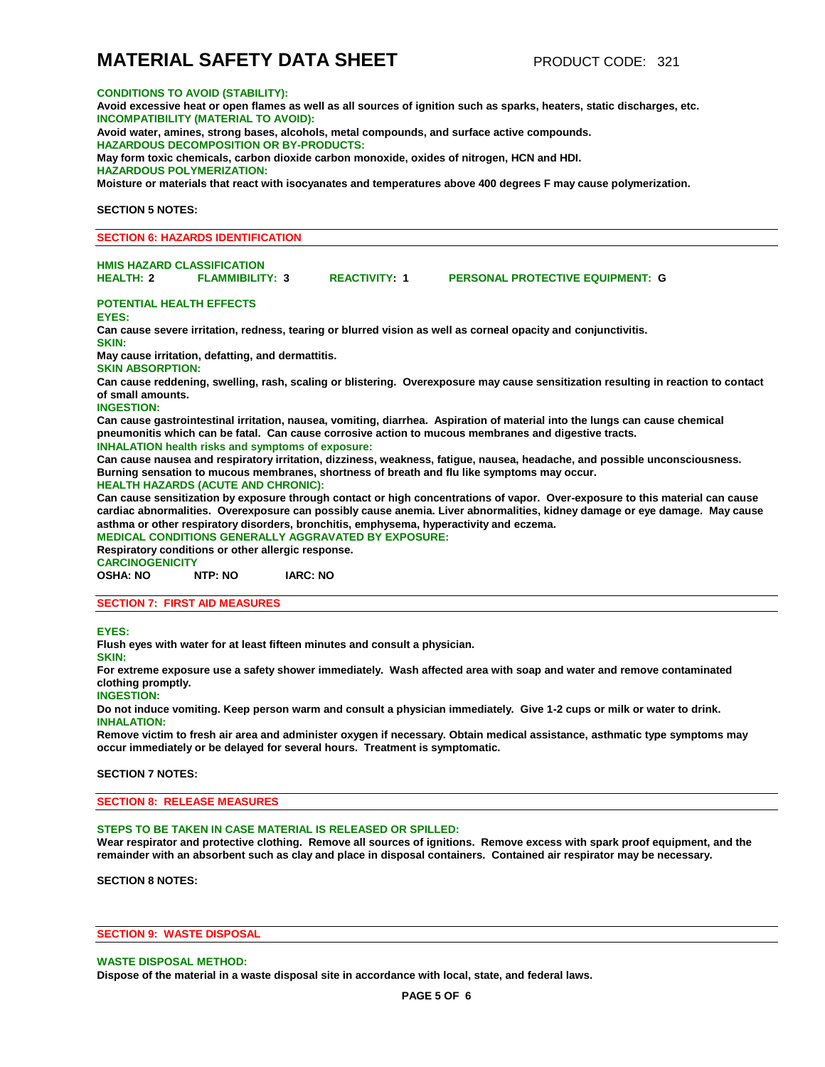# MATERIAL SAFETY DATA SHEET

PRODUCT CODE: 321

**CONDITIONS TO AVOID (STABILITY):**

**Avoid excessive heat or open flames as well as all sources of ignition such as sparks, heaters, static discharges, etc.**

**INCOMPATIBILITY (MATERIAL TO AVOID):**

**Avoid water, amines, strong bases, alcohols, metal compounds, and surface active compounds.**

**HAZARDOUS DECOMPOSITION OR BY-PRODUCTS:**

**May form toxic chemicals, carbon dioxide carbon monoxide, oxides of nitrogen, HCN and HDI.**

**HAZARDOUS POLYMERIZATION:**

**Moisture or materials that react with isocyanates and temperatures above 400 degrees F may cause polymerization.**

**SECTION 5 NOTES:**

## SECTION 6: HAZARDS IDENTIFICATION

**HMIS HAZARD CLASSIFICATION**

**HEALTH: 2** **FLAMMIBILITY: 3** **REACTIVITY: 1** **PERSONAL PROTECTIVE EQUIPMENT: G**

**POTENTIAL HEALTH EFFECTS**

**EYES:**

**Can cause severe irritation, redness, tearing or blurred vision as well as corneal opacity and conjunctivitis.**

**SKIN:**

**May cause irritation, defatting, and dermattitis.**

**SKIN ABSORPTION:**

**Can cause reddening, swelling, rash, scaling or blistering. Overexposure may cause sensitization resulting in reaction to contact of small amounts.**

**INGESTION:**

**Can cause gastrointestinal irritation, nausea, vomiting, diarrhea. Aspiration of material into the lungs can cause chemical pneumonitis which can be fatal. Can cause corrosive action to mucous membranes and digestive tracts.**

**INHALATION health risks and symptoms of exposure:**

**Can cause nausea and respiratory irritation, dizziness, weakness, fatigue, nausea, headache, and possible unconsciousness. Burning sensation to mucous membranes, shortness of breath and flu like symptoms may occur.**

**HEALTH HAZARDS (ACUTE AND CHRONIC):**

**Can cause sensitization by exposure through contact or high concentrations of vapor. Over-exposure to this material can cause cardiac abnormalities. Overexposure can possibly cause anemia. Liver abnormalities, kidney damage or eye damage. May cause asthma or other respiratory disorders, bronchitis, emphysema, hyperactivity and eczema.**

**MEDICAL CONDITIONS GENERALLY AGGRAVATED BY EXPOSURE:**

**Respiratory conditions or other allergic response.**

**CARCINOGENICITY**

**OSHA: NO** **NTP: NO** **IARC: NO**

## SECTION 7: FIRST AID MEASURES

**EYES:**

**Flush eyes with water for at least fifteen minutes and consult a physician.**

**SKIN:**

**For extreme exposure use a safety shower immediately. Wash affected area with soap and water and remove contaminated clothing promptly.**

**INGESTION:**

**Do not induce vomiting. Keep person warm and consult a physician immediately. Give 1-2 cups or milk or water to drink.**

**INHALATION:**

**Remove victim to fresh air area and administer oxygen if necessary. Obtain medical assistance, asthmatic type symptoms may occur immediately or be delayed for several hours. Treatment is symptomatic.**

**SECTION 7 NOTES:**

## SECTION 8: RELEASE MEASURES

**STEPS TO BE TAKEN IN CASE MATERIAL IS RELEASED OR SPILLED:**

**Wear respirator and protective clothing. Remove all sources of ignitions. Remove excess with spark proof equipment, and the remainder with an absorbent such as clay and place in disposal containers. Contained air respirator may be necessary.**

**SECTION 8 NOTES:**

## SECTION 9: WASTE DISPOSAL

**WASTE DISPOSAL METHOD:**

**Dispose of the material in a waste disposal site in accordance with local, state, and federal laws.**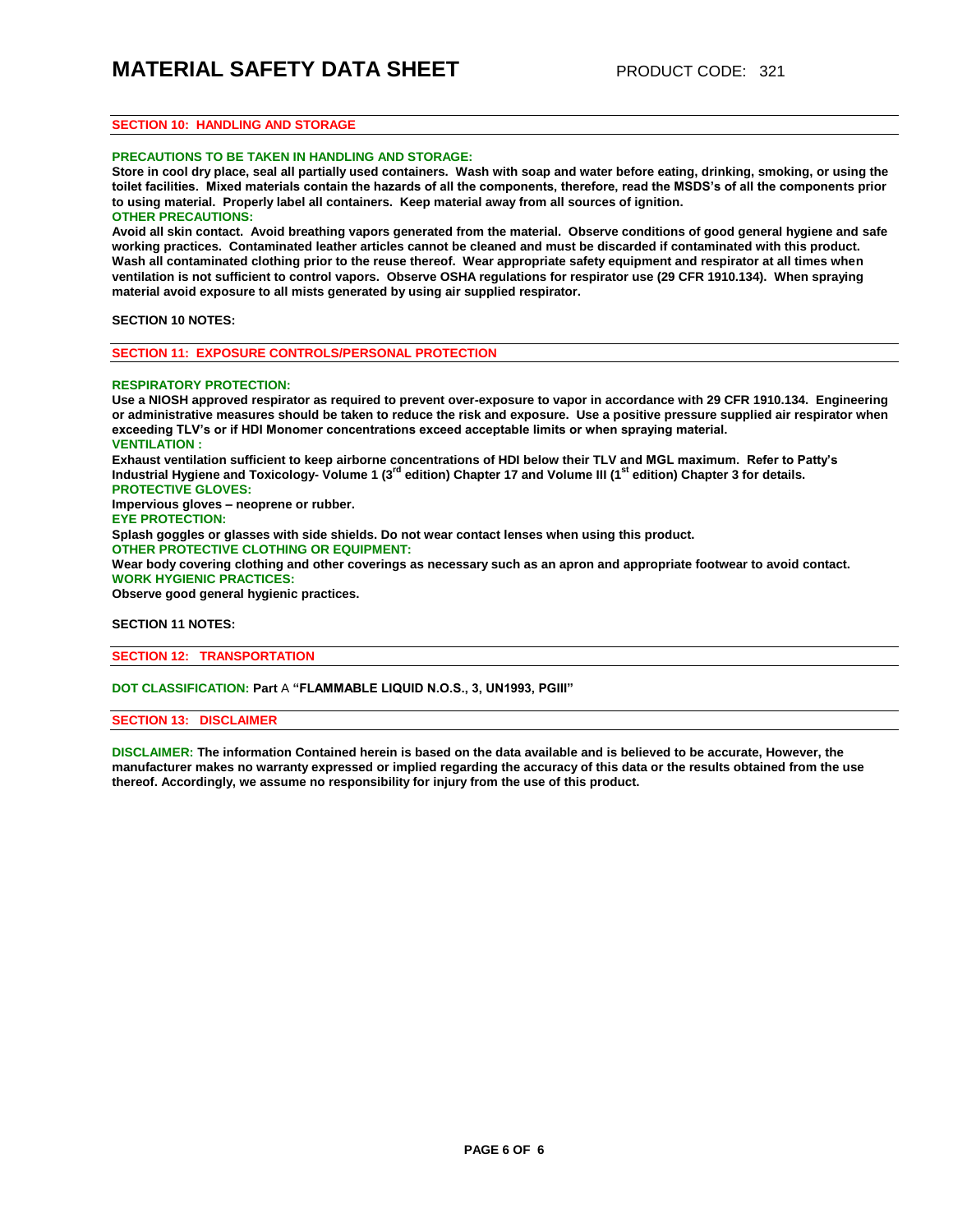## SECTION 10: HANDLING AND STORAGE

**PRECAUTIONS TO BE TAKEN IN HANDLING AND STORAGE:**

**Store in cool dry place, seal all partially used containers. Wash with soap and water before eating, drinking, smoking, or using the toilet facilities. Mixed materials contain the hazards of all the components, therefore, read the MSDS's of all the components prior to using material. Properly label all containers. Keep material away from all sources of ignition.**

**OTHER PRECAUTIONS:**

**Avoid all skin contact. Avoid breathing vapors generated from the material. Observe conditions of good general hygiene and safe working practices. Contaminated leather articles cannot be cleaned and must be discarded if contaminated with this product. Wash all contaminated clothing prior to the reuse thereof. Wear appropriate safety equipment and respirator at all times when ventilation is not sufficient to control vapors. Observe OSHA regulations for respirator use (29 CFR 1910.134). When spraying material avoid exposure to all mists generated by using air supplied respirator.**

**SECTION 10 NOTES:**

## SECTION 11: EXPOSURE CONTROLS/PERSONAL PROTECTION

**RESPIRATORY PROTECTION:**

**Use a NIOSH approved respirator as required to prevent over-exposure to vapor in accordance with 29 CFR 1910.134. Engineering or administrative measures should be taken to reduce the risk and exposure. Use a positive pressure supplied air respirator when exceeding TLV's or if HDI Monomer concentrations exceed acceptable limits or when spraying material.**

**VENTILATION :**

**Exhaust ventilation sufficient to keep airborne concentrations of HDI below their TLV and MGL maximum. Refer to Patty's Industrial Hygiene and Toxicology- Volume 1 (3rd edition) Chapter 17 and Volume III (1st edition) Chapter 3 for details.**

**PROTECTIVE GLOVES:**

**Impervious gloves – neoprene or rubber.**

**EYE PROTECTION:**

**Splash goggles or glasses with side shields. Do not wear contact lenses when using this product.**

**OTHER PROTECTIVE CLOTHING OR EQUIPMENT:**

**Wear body covering clothing and other coverings as necessary such as an apron and appropriate footwear to avoid contact.**

**WORK HYGIENIC PRACTICES:**

**Observe good general hygienic practices.**

**SECTION 11 NOTES:**

## SECTION 12: TRANSPORTATION

**DOT CLASSIFICATION: Part** A **"FLAMMABLE LIQUID N.O.S., 3, UN1993, PGIII"**

## SECTION 13: DISCLAIMER

**DISCLAIMER: The information Contained herein is based on the data available and is believed to be accurate, However, the manufacturer makes no warranty expressed or implied regarding the accuracy of this data or the results obtained from the use thereof. Accordingly, we assume no responsibility for injury from the use of this product.**